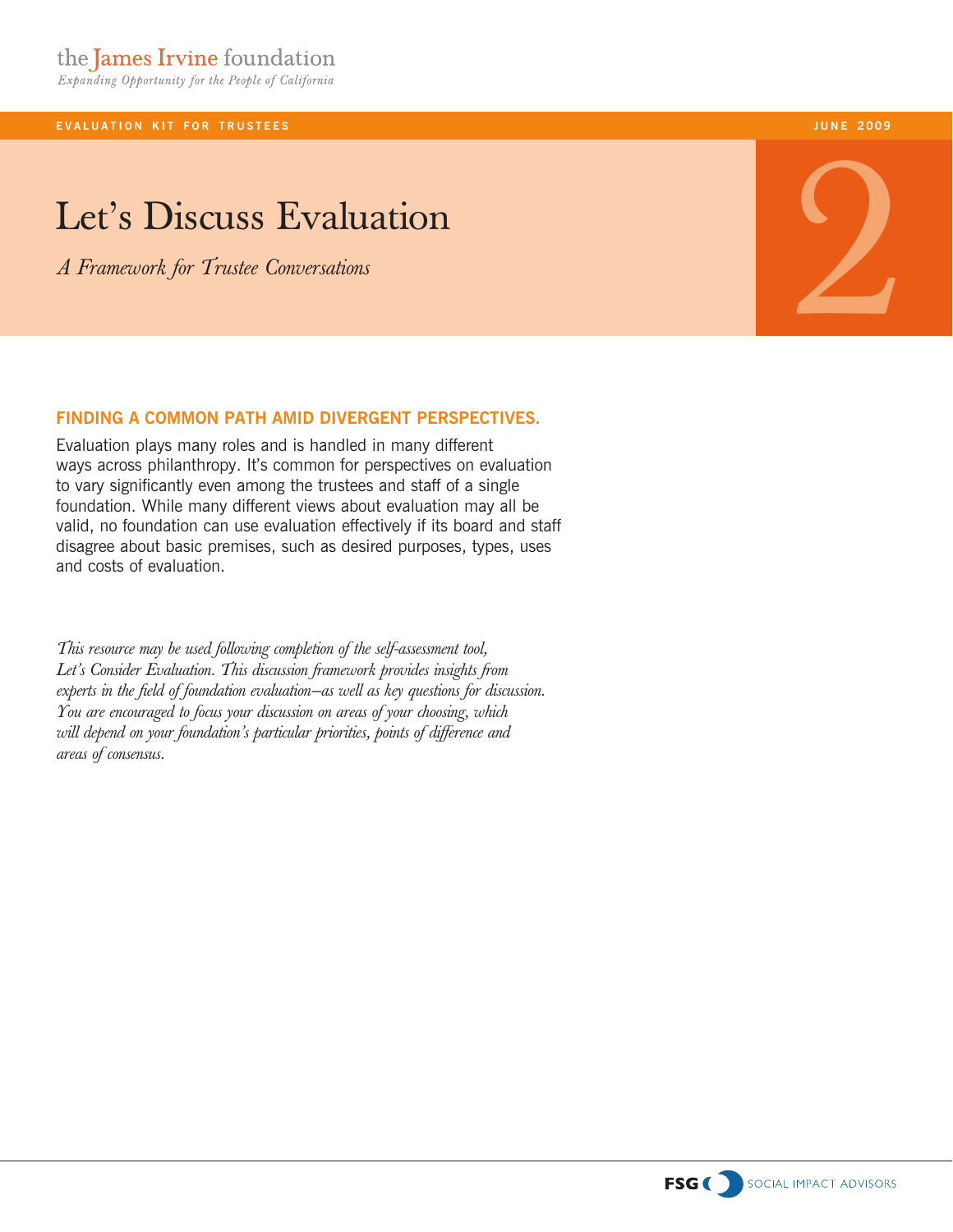the James Irvine foundation

*Expanding Opportunity for the People of California*

EVALUATION KIT FOR TRUSTEES

JUNE 2009

# Let's Discuss Evaluation

*A Framework for Trustee Conversations*

2

## FINDING A COMMON PATH AMID DIVERGENT PERSPECTIVES.

Evaluation plays many roles and is handled in many different ways across philanthropy. It's common for perspectives on evaluation to vary significantly even among the trustees and staff of a single foundation. While many different views about evaluation may all be valid, no foundation can use evaluation effectively if its board and staff disagree about basic premises, such as desired purposes, types, uses and costs of evaluation.

*This resource may be used following completion of the self-assessment tool, Let's Consider Evaluation. This discussion framework provides insights from experts in the field of foundation evaluation–as well as key questions for discussion. You are encouraged to focus your discussion on areas of your choosing, which will depend on your foundation's particular priorities, points of difference and areas of consensus.*

FSG SOCIAL IMPACT ADVISORS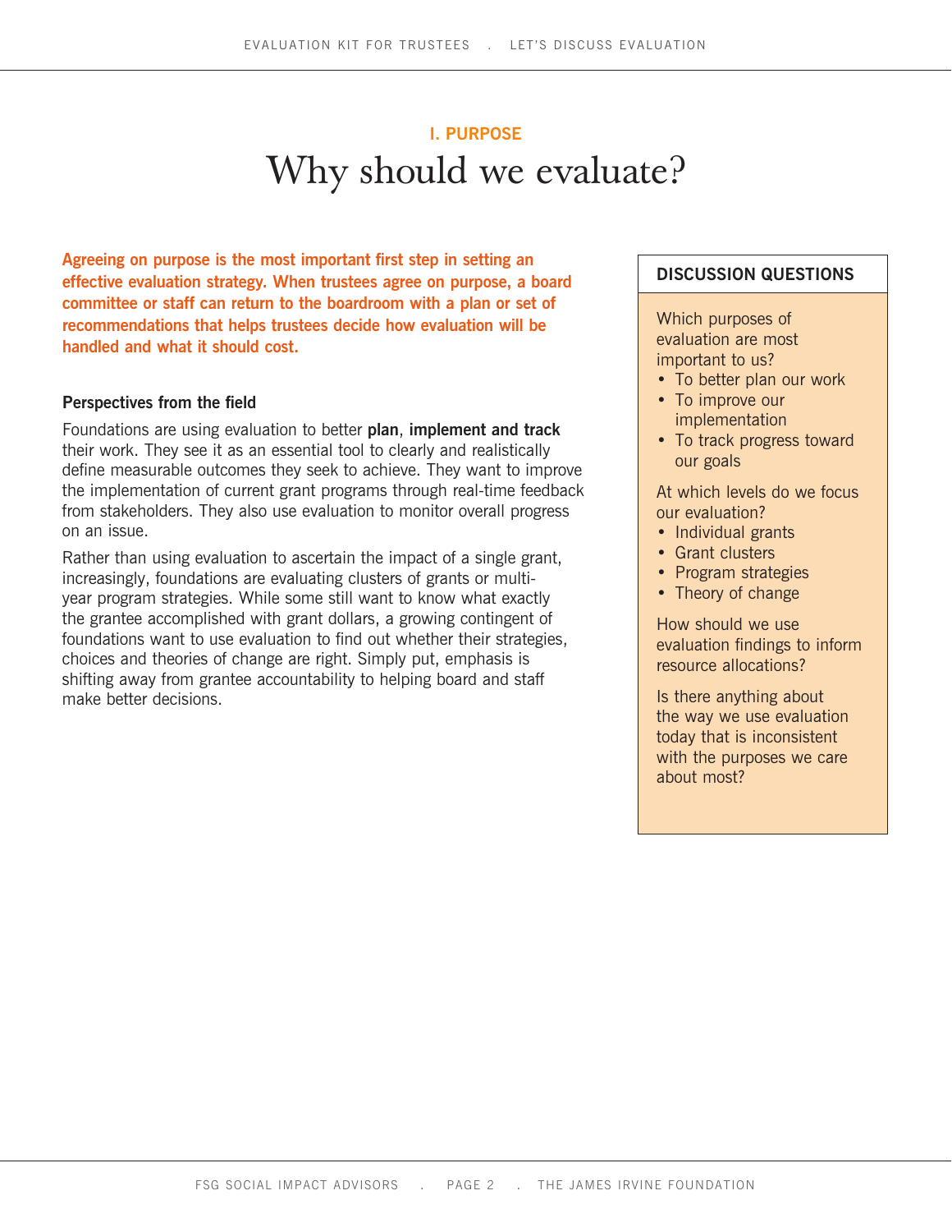## I. PURPOSE

# Why should we evaluate?

**Agreeing on purpose is the most important first step in setting an effective evaluation strategy. When trustees agree on purpose, a board committee or staff can return to the boardroom with a plan or set of recommendations that helps trustees decide how evaluation will be handled and what it should cost.**

### Perspectives from the field

Foundations are using evaluation to better **plan**, **implement and track** their work. They see it as an essential tool to clearly and realistically define measurable outcomes they seek to achieve. They want to improve the implementation of current grant programs through real-time feedback from stakeholders. They also use evaluation to monitor overall progress on an issue.

Rather than using evaluation to ascertain the impact of a single grant, increasingly, foundations are evaluating clusters of grants or multi-year program strategies. While some still want to know what exactly the grantee accomplished with grant dollars, a growing contingent of foundations want to use evaluation to find out whether their strategies, choices and theories of change are right. Simply put, emphasis is shifting away from grantee accountability to helping board and staff make better decisions.

### DISCUSSION QUESTIONS

Which purposes of evaluation are most important to us?

- To better plan our work
- To improve our implementation
- To track progress toward our goals

At which levels do we focus our evaluation?

- Individual grants
- Grant clusters
- Program strategies
- Theory of change

How should we use evaluation findings to inform resource allocations?

Is there anything about the way we use evaluation today that is inconsistent with the purposes we care about most?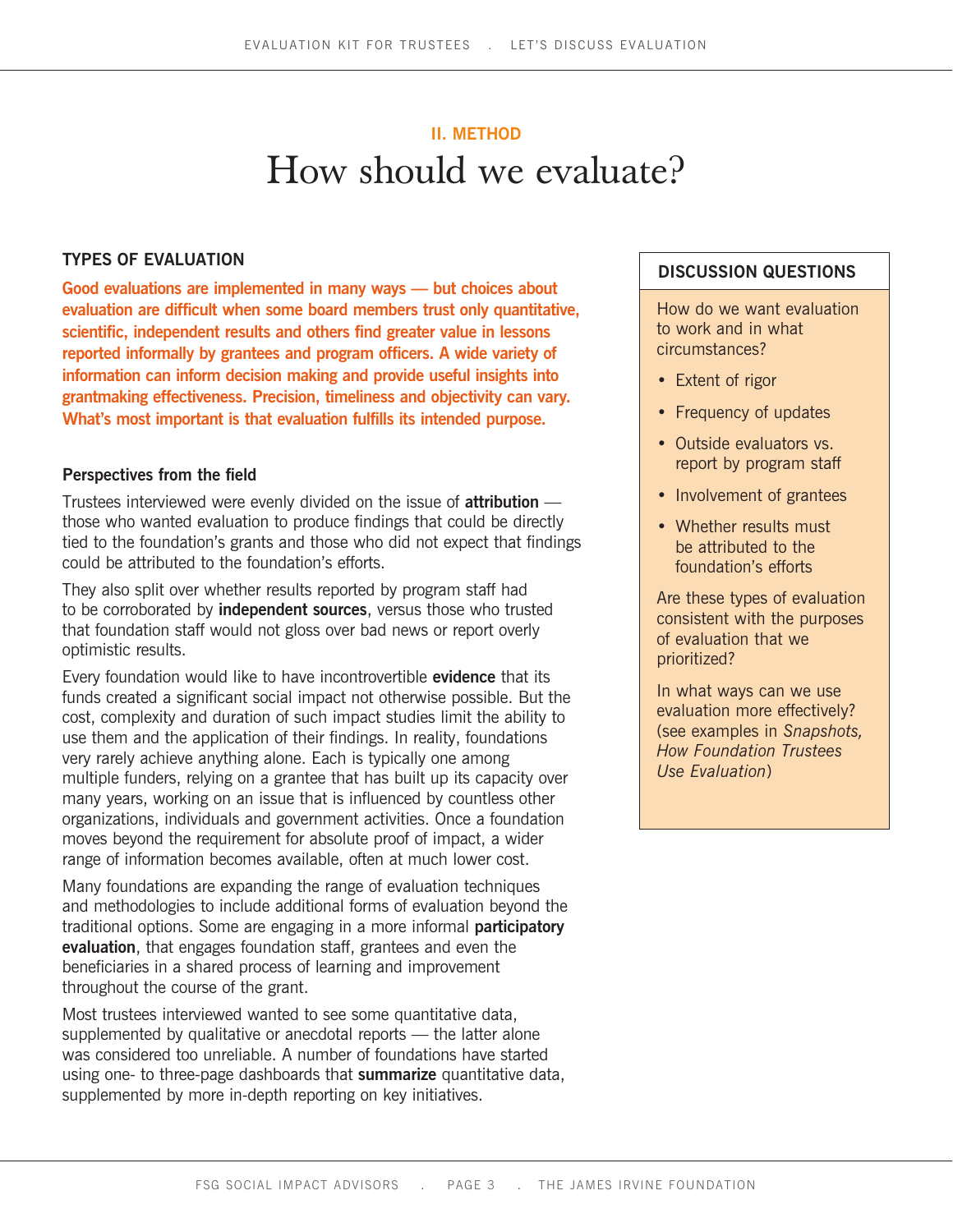**II. METHOD**

# How should we evaluate?

## TYPES OF EVALUATION

**Good evaluations are implemented in many ways — but choices about evaluation are difficult when some board members trust only quantitative, scientific, independent results and others find greater value in lessons reported informally by grantees and program officers. A wide variety of information can inform decision making and provide useful insights into grantmaking effectiveness. Precision, timeliness and objectivity can vary. What's most important is that evaluation fulfills its intended purpose.**

### Perspectives from the field

Trustees interviewed were evenly divided on the issue of **attribution** — those who wanted evaluation to produce findings that could be directly tied to the foundation's grants and those who did not expect that findings could be attributed to the foundation's efforts.

They also split over whether results reported by program staff had to be corroborated by **independent sources**, versus those who trusted that foundation staff would not gloss over bad news or report overly optimistic results.

Every foundation would like to have incontrovertible **evidence** that its funds created a significant social impact not otherwise possible. But the cost, complexity and duration of such impact studies limit the ability to use them and the application of their findings. In reality, foundations very rarely achieve anything alone. Each is typically one among multiple funders, relying on a grantee that has built up its capacity over many years, working on an issue that is influenced by countless other organizations, individuals and government activities. Once a foundation moves beyond the requirement for absolute proof of impact, a wider range of information becomes available, often at much lower cost.

Many foundations are expanding the range of evaluation techniques and methodologies to include additional forms of evaluation beyond the traditional options. Some are engaging in a more informal **participatory evaluation**, that engages foundation staff, grantees and even the beneficiaries in a shared process of learning and improvement throughout the course of the grant.

Most trustees interviewed wanted to see some quantitative data, supplemented by qualitative or anecdotal reports — the latter alone was considered too unreliable. A number of foundations have started using one- to three-page dashboards that **summarize** quantitative data, supplemented by more in-depth reporting on key initiatives.

## DISCUSSION QUESTIONS

How do we want evaluation to work and in what circumstances?

- Extent of rigor
- Frequency of updates
- Outside evaluators vs. report by program staff
- Involvement of grantees
- Whether results must be attributed to the foundation's efforts

Are these types of evaluation consistent with the purposes of evaluation that we prioritized?

In what ways can we use evaluation more effectively? (see examples in *Snapshots, How Foundation Trustees Use Evaluation*)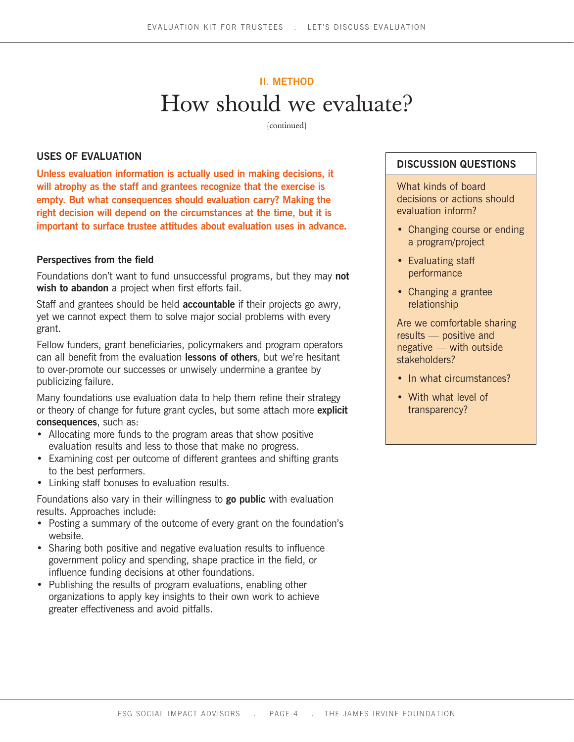## II. METHOD

# How should we evaluate?

{continued}

### USES OF EVALUATION

**Unless evaluation information is actually used in making decisions, it will atrophy as the staff and grantees recognize that the exercise is empty. But what consequences should evaluation carry? Making the right decision will depend on the circumstances at the time, but it is important to surface trustee attitudes about evaluation uses in advance.**

#### Perspectives from the field

Foundations don't want to fund unsuccessful programs, but they may **not wish to abandon** a project when first efforts fail.

Staff and grantees should be held **accountable** if their projects go awry, yet we cannot expect them to solve major social problems with every grant.

Fellow funders, grant beneficiaries, policymakers and program operators can all benefit from the evaluation **lessons of others**, but we're hesitant to over-promote our successes or unwisely undermine a grantee by publicizing failure.

Many foundations use evaluation data to help them refine their strategy or theory of change for future grant cycles, but some attach more **explicit consequences**, such as:

- Allocating more funds to the program areas that show positive evaluation results and less to those that make no progress.
- Examining cost per outcome of different grantees and shifting grants to the best performers.
- Linking staff bonuses to evaluation results.

Foundations also vary in their willingness to **go public** with evaluation results. Approaches include:

- Posting a summary of the outcome of every grant on the foundation's website.
- Sharing both positive and negative evaluation results to influence government policy and spending, shape practice in the field, or influence funding decisions at other foundations.
- Publishing the results of program evaluations, enabling other organizations to apply key insights to their own work to achieve greater effectiveness and avoid pitfalls.

### DISCUSSION QUESTIONS

What kinds of board decisions or actions should evaluation inform?

- Changing course or ending a program/project
- Evaluating staff performance
- Changing a grantee relationship

Are we comfortable sharing results — positive and negative — with outside stakeholders?

- In what circumstances?
- With what level of transparency?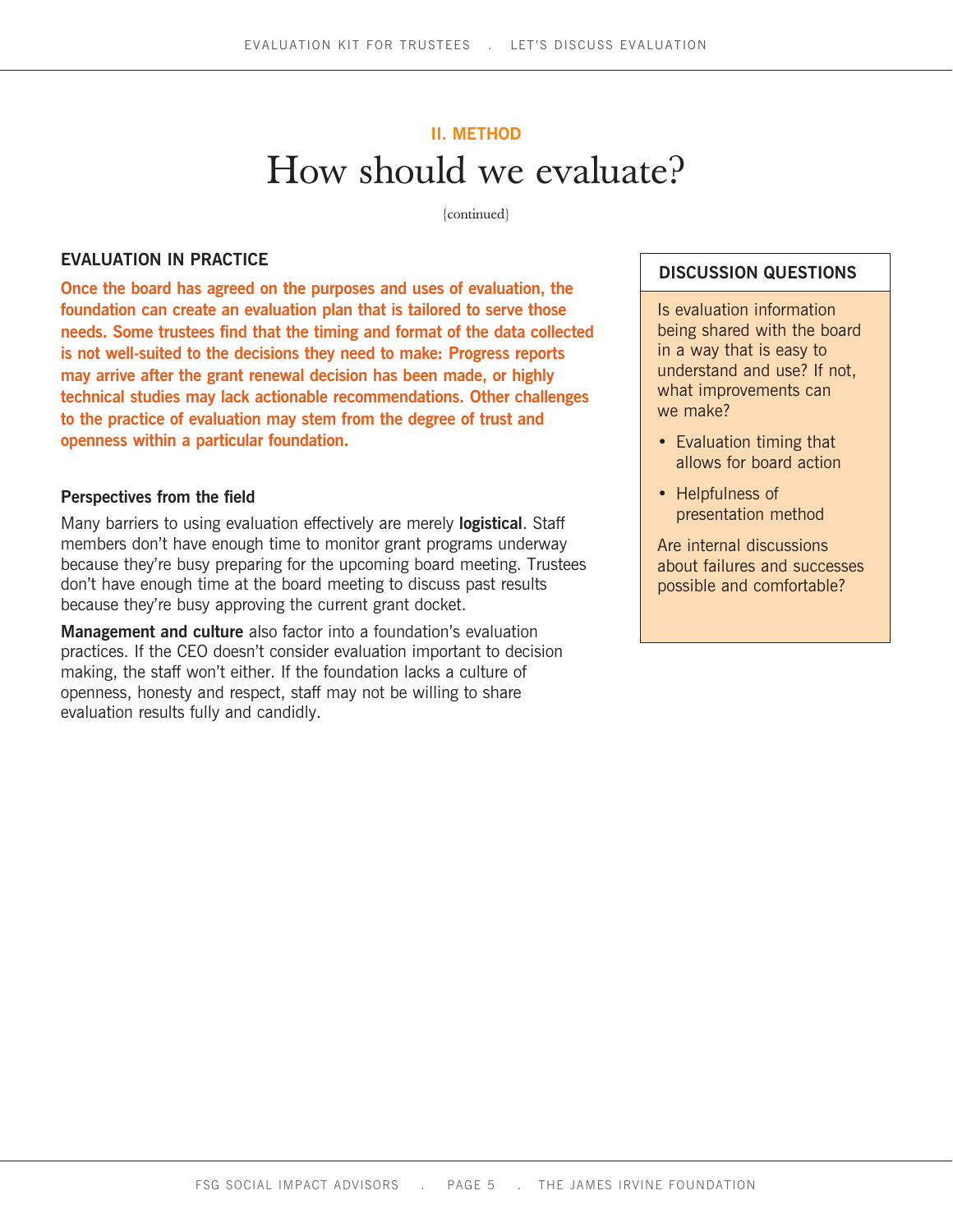## II. METHOD

# How should we evaluate?

{continued}

### EVALUATION IN PRACTICE

**Once the board has agreed on the purposes and uses of evaluation, the foundation can create an evaluation plan that is tailored to serve those needs. Some trustees find that the timing and format of the data collected is not well-suited to the decisions they need to make: Progress reports may arrive after the grant renewal decision has been made, or highly technical studies may lack actionable recommendations. Other challenges to the practice of evaluation may stem from the degree of trust and openness within a particular foundation.**

#### Perspectives from the field

Many barriers to using evaluation effectively are merely **logistical**. Staff members don't have enough time to monitor grant programs underway because they're busy preparing for the upcoming board meeting. Trustees don't have enough time at the board meeting to discuss past results because they're busy approving the current grant docket.

**Management and culture** also factor into a foundation's evaluation practices. If the CEO doesn't consider evaluation important to decision making, the staff won't either. If the foundation lacks a culture of openness, honesty and respect, staff may not be willing to share evaluation results fully and candidly.

### DISCUSSION QUESTIONS

Is evaluation information being shared with the board in a way that is easy to understand and use? If not, what improvements can we make?

- Evaluation timing that allows for board action
- Helpfulness of presentation method

Are internal discussions about failures and successes possible and comfortable?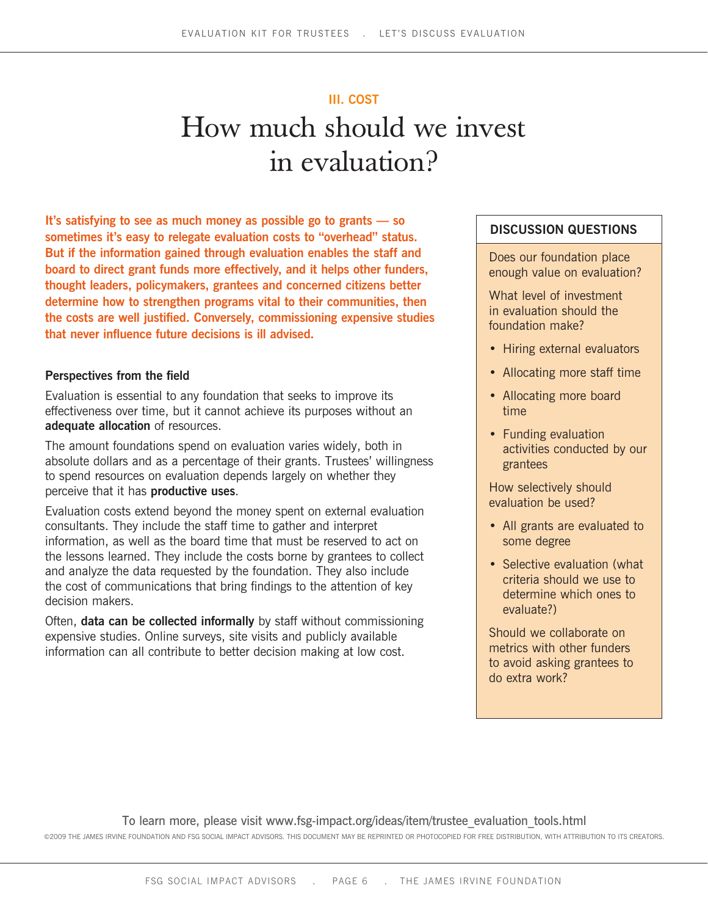### III. COST

# How much should we invest in evaluation?

**It's satisfying to see as much money as possible go to grants — so sometimes it's easy to relegate evaluation costs to "overhead" status. But if the information gained through evaluation enables the staff and board to direct grant funds more effectively, and it helps other funders, thought leaders, policymakers, grantees and concerned citizens better determine how to strengthen programs vital to their communities, then the costs are well justified. Conversely, commissioning expensive studies that never influence future decisions is ill advised.**

**Perspectives from the field**

Evaluation is essential to any foundation that seeks to improve its effectiveness over time, but it cannot achieve its purposes without an **adequate allocation** of resources.

The amount foundations spend on evaluation varies widely, both in absolute dollars and as a percentage of their grants. Trustees' willingness to spend resources on evaluation depends largely on whether they perceive that it has **productive uses**.

Evaluation costs extend beyond the money spent on external evaluation consultants. They include the staff time to gather and interpret information, as well as the board time that must be reserved to act on the lessons learned. They include the costs borne by grantees to collect and analyze the data requested by the foundation. They also include the cost of communications that bring findings to the attention of key decision makers.

Often, **data can be collected informally** by staff without commissioning expensive studies. Online surveys, site visits and publicly available information can all contribute to better decision making at low cost.

**DISCUSSION QUESTIONS**

Does our foundation place enough value on evaluation?

What level of investment in evaluation should the foundation make?

- Hiring external evaluators
- Allocating more staff time
- Allocating more board time
- Funding evaluation activities conducted by our grantees

How selectively should evaluation be used?

- All grants are evaluated to some degree
- Selective evaluation (what criteria should we use to determine which ones to evaluate?)

Should we collaborate on metrics with other funders to avoid asking grantees to do extra work?

To learn more, please visit www.fsg-impact.org/ideas/item/trustee_evaluation_tools.html

©2009 THE JAMES IRVINE FOUNDATION AND FSG SOCIAL IMPACT ADVISORS. THIS DOCUMENT MAY BE REPRINTED OR PHOTOCOPIED FOR FREE DISTRIBUTION, WITH ATTRIBUTION TO ITS CREATORS.